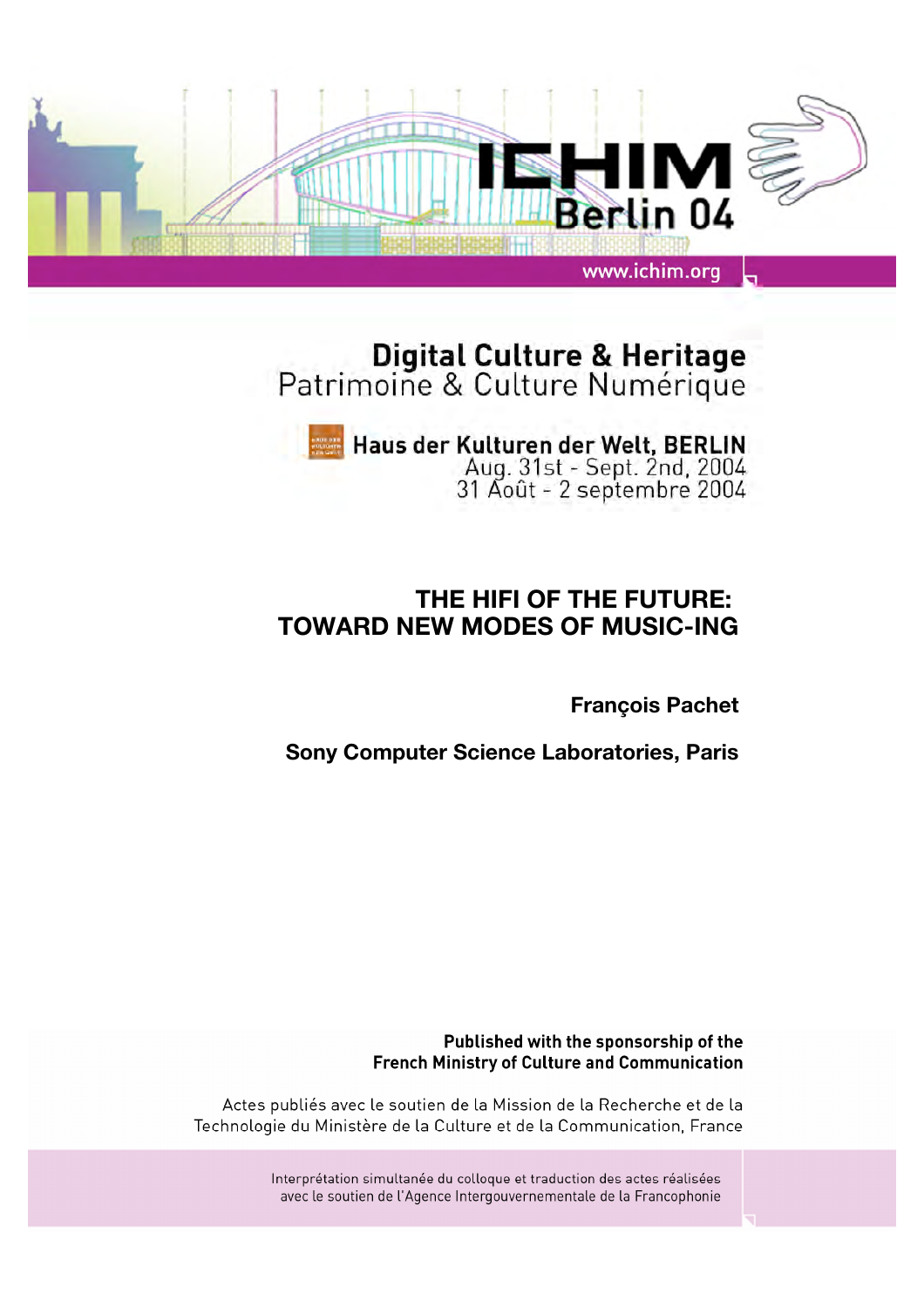ICHIM Berlin 04

www.ichim.org

**Digital Culture & Heritage**
Patrimoine & Culture Numérique

**Haus der Kulturen der Welt, BERLIN**
Aug. 31st - Sept. 2nd, 2004
31 Août - 2 septembre 2004

# THE HIFI OF THE FUTURE: TOWARD NEW MODES OF MUSIC-ING

**François Pachet**

**Sony Computer Science Laboratories, Paris**

**Published with the sponsorship of the French Ministry of Culture and Communication**

Actes publiés avec le soutien de la Mission de la Recherche et de la Technologie du Ministère de la Culture et de la Communication, France

Interprétation simultanée du colloque et traduction des actes réalisées avec le soutien de l'Agence Intergouvernementale de la Francophonie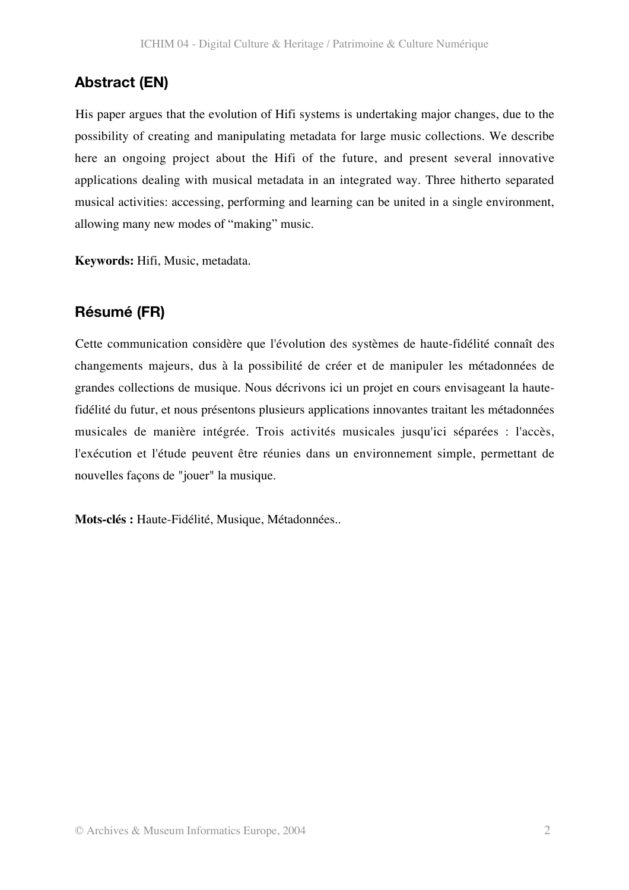## Abstract (EN)

His paper argues that the evolution of Hifi systems is undertaking major changes, due to the possibility of creating and manipulating metadata for large music collections. We describe here an ongoing project about the Hifi of the future, and present several innovative applications dealing with musical metadata in an integrated way. Three hitherto separated musical activities: accessing, performing and learning can be united in a single environment, allowing many new modes of "making" music.

**Keywords:** Hifi, Music, metadata.

## Résumé (FR)

Cette communication considère que l'évolution des systèmes de haute-fidélité connaît des changements majeurs, dus à la possibilité de créer et de manipuler les métadonnées de grandes collections de musique. Nous décrivons ici un projet en cours envisageant la haute-fidélité du futur, et nous présentons plusieurs applications innovantes traitant les métadonnées musicales de manière intégrée. Trois activités musicales jusqu'ici séparées : l'accès, l'exécution et l'étude peuvent être réunies dans un environnement simple, permettant de nouvelles façons de "jouer" la musique.

**Mots-clés :** Haute-Fidélité, Musique, Métadonnées..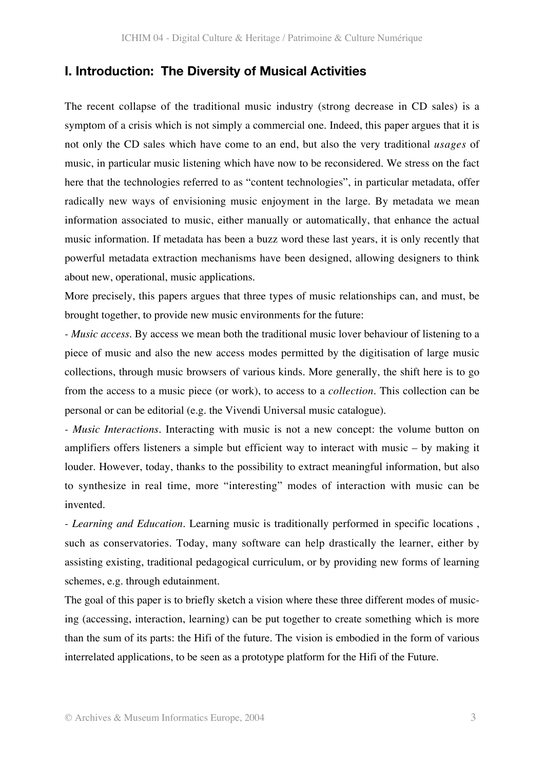## I. Introduction: The Diversity of Musical Activities

The recent collapse of the traditional music industry (strong decrease in CD sales) is a symptom of a crisis which is not simply a commercial one. Indeed, this paper argues that it is not only the CD sales which have come to an end, but also the very traditional *usages* of music, in particular music listening which have now to be reconsidered. We stress on the fact here that the technologies referred to as "content technologies", in particular metadata, offer radically new ways of envisioning music enjoyment in the large. By metadata we mean information associated to music, either manually or automatically, that enhance the actual music information. If metadata has been a buzz word these last years, it is only recently that powerful metadata extraction mechanisms have been designed, allowing designers to think about new, operational, music applications.

More precisely, this papers argues that three types of music relationships can, and must, be brought together, to provide new music environments for the future:

- *Music access*. By access we mean both the traditional music lover behaviour of listening to a piece of music and also the new access modes permitted by the digitisation of large music collections, through music browsers of various kinds. More generally, the shift here is to go from the access to a music piece (or work), to access to a *collection*. This collection can be personal or can be editorial (e.g. the Vivendi Universal music catalogue).

- *Music Interactions*. Interacting with music is not a new concept: the volume button on amplifiers offers listeners a simple but efficient way to interact with music – by making it louder. However, today, thanks to the possibility to extract meaningful information, but also to synthesize in real time, more "interesting" modes of interaction with music can be invented.

- *Learning and Education*. Learning music is traditionally performed in specific locations , such as conservatories. Today, many software can help drastically the learner, either by assisting existing, traditional pedagogical curriculum, or by providing new forms of learning schemes, e.g. through edutainment.

The goal of this paper is to briefly sketch a vision where these three different modes of music-ing (accessing, interaction, learning) can be put together to create something which is more than the sum of its parts: the Hifi of the future. The vision is embodied in the form of various interrelated applications, to be seen as a prototype platform for the Hifi of the Future.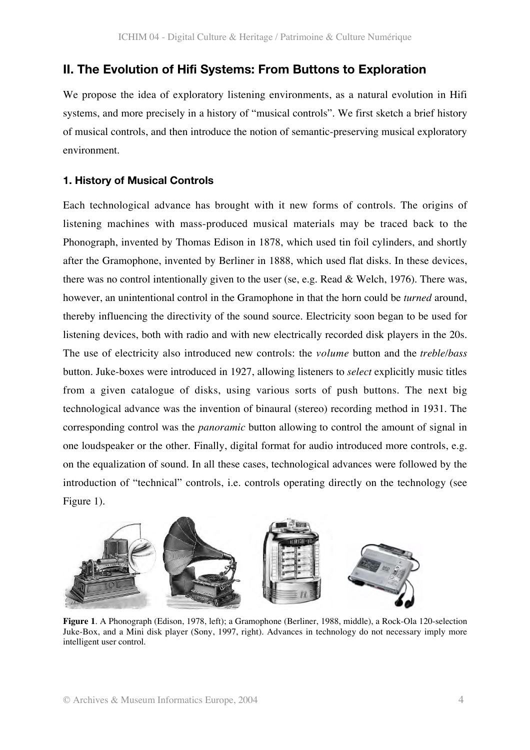## II. The Evolution of Hifi Systems: From Buttons to Exploration

We propose the idea of exploratory listening environments, as a natural evolution in Hifi systems, and more precisely in a history of "musical controls". We first sketch a brief history of musical controls, and then introduce the notion of semantic-preserving musical exploratory environment.

### 1. History of Musical Controls

Each technological advance has brought with it new forms of controls. The origins of listening machines with mass-produced musical materials may be traced back to the Phonograph, invented by Thomas Edison in 1878, which used tin foil cylinders, and shortly after the Gramophone, invented by Berliner in 1888, which used flat disks. In these devices, there was no control intentionally given to the user (se, e.g. Read & Welch, 1976). There was, however, an unintentional control in the Gramophone in that the horn could be *turned* around, thereby influencing the directivity of the sound source. Electricity soon began to be used for listening devices, both with radio and with new electrically recorded disk players in the 20s. The use of electricity also introduced new controls: the *volume* button and the *treble/bass* button. Juke-boxes were introduced in 1927, allowing listeners to *select* explicitly music titles from a given catalogue of disks, using various sorts of push buttons. The next big technological advance was the invention of binaural (stereo) recording method in 1931. The corresponding control was the *panoramic* button allowing to control the amount of signal in one loudspeaker or the other. Finally, digital format for audio introduced more controls, e.g. on the equalization of sound. In all these cases, technological advances were followed by the introduction of "technical" controls, i.e. controls operating directly on the technology (see Figure 1).

**Figure 1**. A Phonograph (Edison, 1978, left); a Gramophone (Berliner, 1988, middle), a Rock-Ola 120-selection Juke-Box, and a Mini disk player (Sony, 1997, right). Advances in technology do not necessary imply more intelligent user control.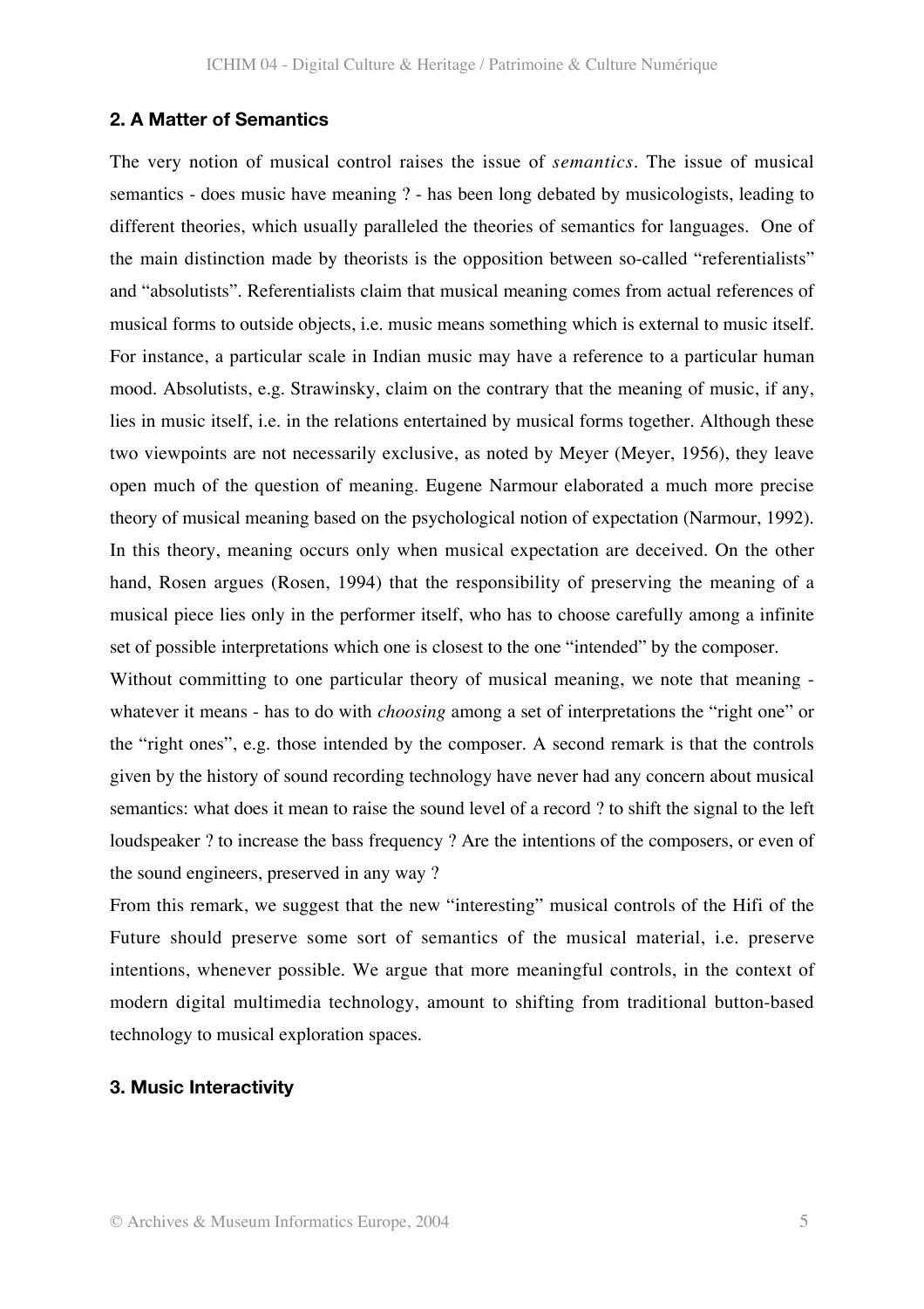## 2. A Matter of Semantics

The very notion of musical control raises the issue of *semantics*. The issue of musical semantics - does music have meaning ? - has been long debated by musicologists, leading to different theories, which usually paralleled the theories of semantics for languages. One of the main distinction made by theorists is the opposition between so-called "referentialists" and "absolutists". Referentialists claim that musical meaning comes from actual references of musical forms to outside objects, i.e. music means something which is external to music itself. For instance, a particular scale in Indian music may have a reference to a particular human mood. Absolutists, e.g. Strawinsky, claim on the contrary that the meaning of music, if any, lies in music itself, i.e. in the relations entertained by musical forms together. Although these two viewpoints are not necessarily exclusive, as noted by Meyer (Meyer, 1956), they leave open much of the question of meaning. Eugene Narmour elaborated a much more precise theory of musical meaning based on the psychological notion of expectation (Narmour, 1992). In this theory, meaning occurs only when musical expectation are deceived. On the other hand, Rosen argues (Rosen, 1994) that the responsibility of preserving the meaning of a musical piece lies only in the performer itself, who has to choose carefully among a infinite set of possible interpretations which one is closest to the one "intended" by the composer.

Without committing to one particular theory of musical meaning, we note that meaning - whatever it means - has to do with *choosing* among a set of interpretations the "right one" or the "right ones", e.g. those intended by the composer. A second remark is that the controls given by the history of sound recording technology have never had any concern about musical semantics: what does it mean to raise the sound level of a record ? to shift the signal to the left loudspeaker ? to increase the bass frequency ? Are the intentions of the composers, or even of the sound engineers, preserved in any way ?

From this remark, we suggest that the new "interesting" musical controls of the Hifi of the Future should preserve some sort of semantics of the musical material, i.e. preserve intentions, whenever possible. We argue that more meaningful controls, in the context of modern digital multimedia technology, amount to shifting from traditional button-based technology to musical exploration spaces.

## 3. Music Interactivity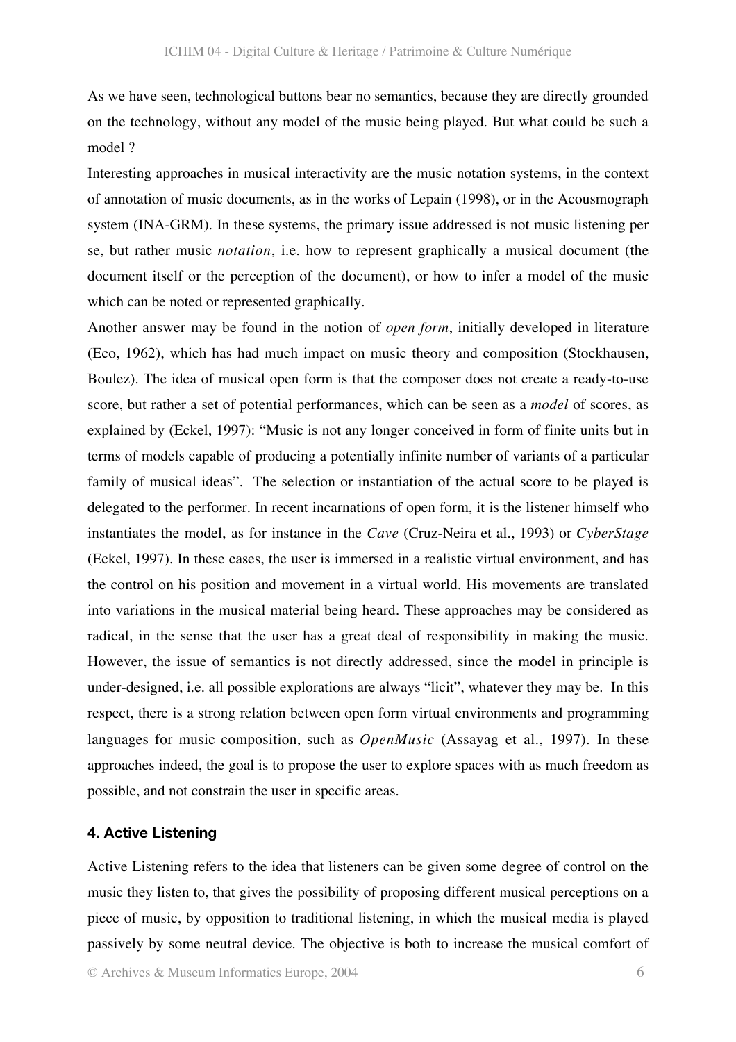As we have seen, technological buttons bear no semantics, because they are directly grounded on the technology, without any model of the music being played. But what could be such a model ?

Interesting approaches in musical interactivity are the music notation systems, in the context of annotation of music documents, as in the works of Lepain (1998), or in the Acousmograph system (INA-GRM). In these systems, the primary issue addressed is not music listening per se, but rather music *notation*, i.e. how to represent graphically a musical document (the document itself or the perception of the document), or how to infer a model of the music which can be noted or represented graphically.

Another answer may be found in the notion of *open form*, initially developed in literature (Eco, 1962), which has had much impact on music theory and composition (Stockhausen, Boulez). The idea of musical open form is that the composer does not create a ready-to-use score, but rather a set of potential performances, which can be seen as a *model* of scores, as explained by (Eckel, 1997): "Music is not any longer conceived in form of finite units but in terms of models capable of producing a potentially infinite number of variants of a particular family of musical ideas". The selection or instantiation of the actual score to be played is delegated to the performer. In recent incarnations of open form, it is the listener himself who instantiates the model, as for instance in the *Cave* (Cruz-Neira et al., 1993) or *CyberStage* (Eckel, 1997). In these cases, the user is immersed in a realistic virtual environment, and has the control on his position and movement in a virtual world. His movements are translated into variations in the musical material being heard. These approaches may be considered as radical, in the sense that the user has a great deal of responsibility in making the music. However, the issue of semantics is not directly addressed, since the model in principle is under-designed, i.e. all possible explorations are always "licit", whatever they may be. In this respect, there is a strong relation between open form virtual environments and programming languages for music composition, such as *OpenMusic* (Assayag et al., 1997). In these approaches indeed, the goal is to propose the user to explore spaces with as much freedom as possible, and not constrain the user in specific areas.

## 4. Active Listening

Active Listening refers to the idea that listeners can be given some degree of control on the music they listen to, that gives the possibility of proposing different musical perceptions on a piece of music, by opposition to traditional listening, in which the musical media is played passively by some neutral device. The objective is both to increase the musical comfort of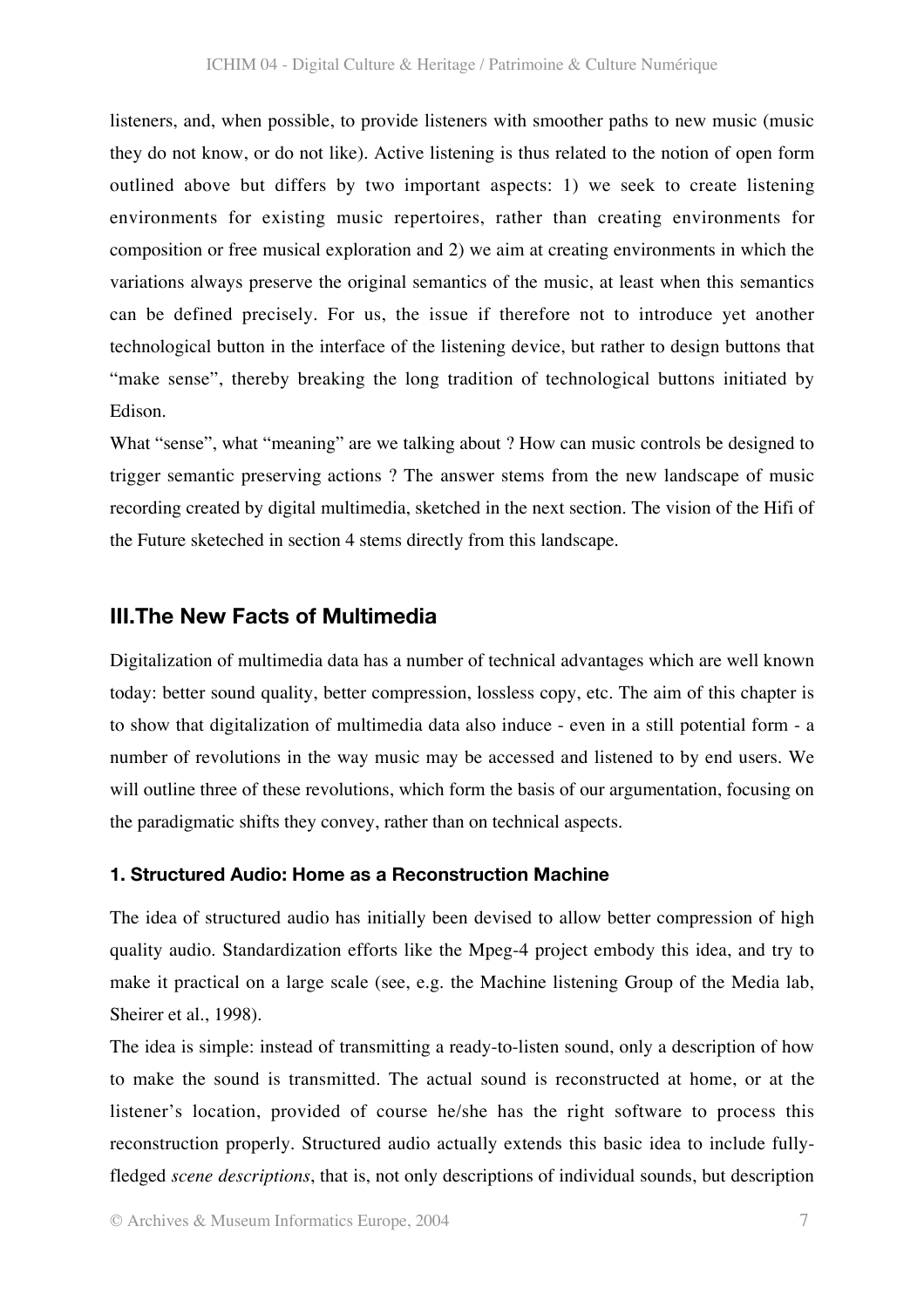listeners, and, when possible, to provide listeners with smoother paths to new music (music they do not know, or do not like). Active listening is thus related to the notion of open form outlined above but differs by two important aspects: 1) we seek to create listening environments for existing music repertoires, rather than creating environments for composition or free musical exploration and 2) we aim at creating environments in which the variations always preserve the original semantics of the music, at least when this semantics can be defined precisely. For us, the issue if therefore not to introduce yet another technological button in the interface of the listening device, but rather to design buttons that "make sense", thereby breaking the long tradition of technological buttons initiated by Edison.

What "sense", what "meaning" are we talking about ? How can music controls be designed to trigger semantic preserving actions ? The answer stems from the new landscape of music recording created by digital multimedia, sketched in the next section. The vision of the Hifi of the Future sketeched in section 4 stems directly from this landscape.

## III.The New Facts of Multimedia

Digitalization of multimedia data has a number of technical advantages which are well known today: better sound quality, better compression, lossless copy, etc. The aim of this chapter is to show that digitalization of multimedia data also induce - even in a still potential form - a number of revolutions in the way music may be accessed and listened to by end users. We will outline three of these revolutions, which form the basis of our argumentation, focusing on the paradigmatic shifts they convey, rather than on technical aspects.

### 1. Structured Audio: Home as a Reconstruction Machine

The idea of structured audio has initially been devised to allow better compression of high quality audio. Standardization efforts like the Mpeg-4 project embody this idea, and try to make it practical on a large scale (see, e.g. the Machine listening Group of the Media lab, Sheirer et al., 1998).

The idea is simple: instead of transmitting a ready-to-listen sound, only a description of how to make the sound is transmitted. The actual sound is reconstructed at home, or at the listener's location, provided of course he/she has the right software to process this reconstruction properly. Structured audio actually extends this basic idea to include fully-fledged *scene descriptions*, that is, not only descriptions of individual sounds, but description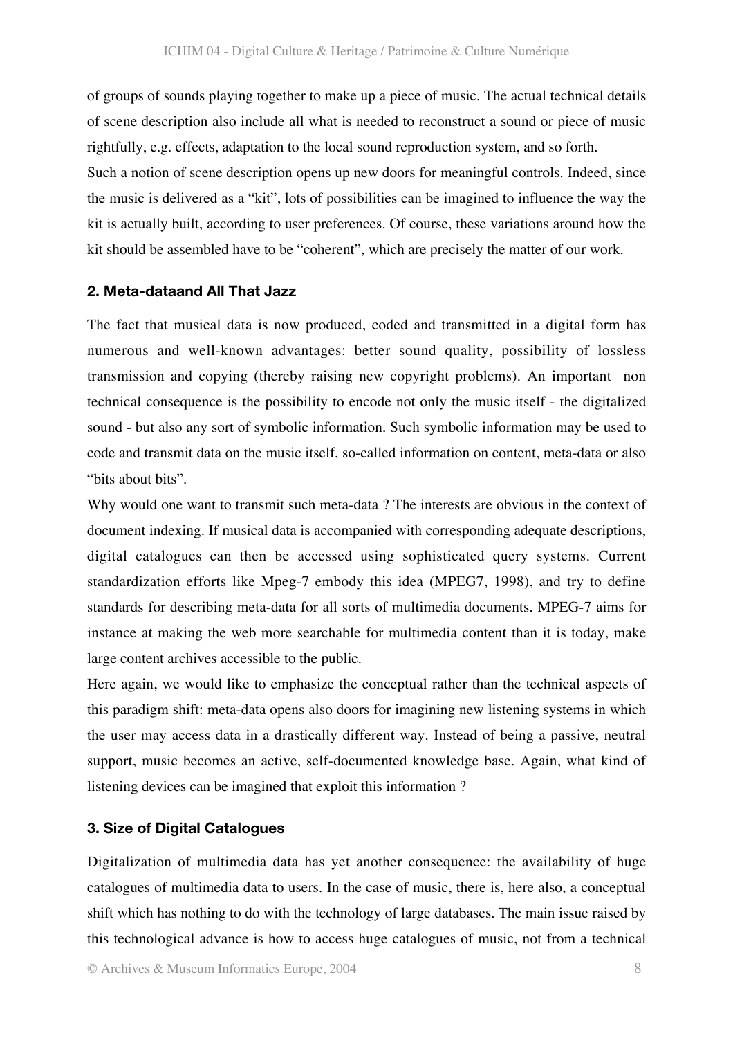of groups of sounds playing together to make up a piece of music. The actual technical details of scene description also include all what is needed to reconstruct a sound or piece of music rightfully, e.g. effects, adaptation to the local sound reproduction system, and so forth.

Such a notion of scene description opens up new doors for meaningful controls. Indeed, since the music is delivered as a "kit", lots of possibilities can be imagined to influence the way the kit is actually built, according to user preferences. Of course, these variations around how the kit should be assembled have to be "coherent", which are precisely the matter of our work.

## 2. Meta-dataand All That Jazz

The fact that musical data is now produced, coded and transmitted in a digital form has numerous and well-known advantages: better sound quality, possibility of lossless transmission and copying (thereby raising new copyright problems). An important non technical consequence is the possibility to encode not only the music itself - the digitalized sound - but also any sort of symbolic information. Such symbolic information may be used to code and transmit data on the music itself, so-called information on content, meta-data or also "bits about bits".

Why would one want to transmit such meta-data ? The interests are obvious in the context of document indexing. If musical data is accompanied with corresponding adequate descriptions, digital catalogues can then be accessed using sophisticated query systems. Current standardization efforts like Mpeg-7 embody this idea (MPEG7, 1998), and try to define standards for describing meta-data for all sorts of multimedia documents. MPEG-7 aims for instance at making the web more searchable for multimedia content than it is today, make large content archives accessible to the public.

Here again, we would like to emphasize the conceptual rather than the technical aspects of this paradigm shift: meta-data opens also doors for imagining new listening systems in which the user may access data in a drastically different way. Instead of being a passive, neutral support, music becomes an active, self-documented knowledge base. Again, what kind of listening devices can be imagined that exploit this information ?

## 3. Size of Digital Catalogues

Digitalization of multimedia data has yet another consequence: the availability of huge catalogues of multimedia data to users. In the case of music, there is, here also, a conceptual shift which has nothing to do with the technology of large databases. The main issue raised by this technological advance is how to access huge catalogues of music, not from a technical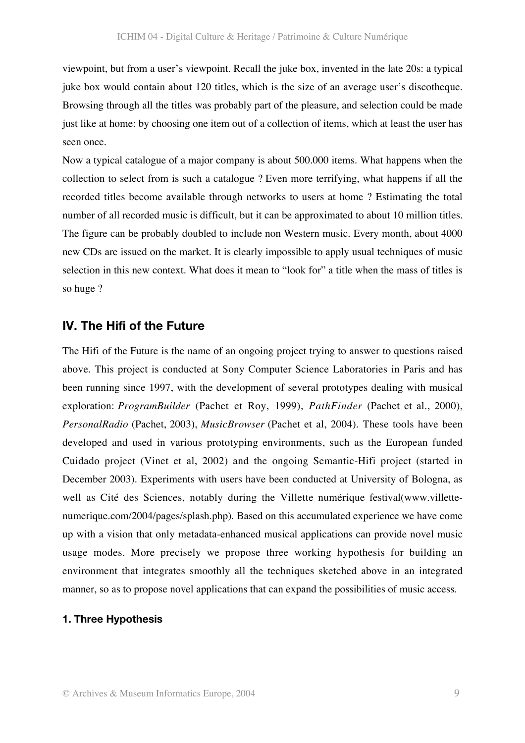viewpoint, but from a user's viewpoint. Recall the juke box, invented in the late 20s: a typical juke box would contain about 120 titles, which is the size of an average user's discotheque. Browsing through all the titles was probably part of the pleasure, and selection could be made just like at home: by choosing one item out of a collection of items, which at least the user has seen once.

Now a typical catalogue of a major company is about 500.000 items. What happens when the collection to select from is such a catalogue ? Even more terrifying, what happens if all the recorded titles become available through networks to users at home ? Estimating the total number of all recorded music is difficult, but it can be approximated to about 10 million titles. The figure can be probably doubled to include non Western music. Every month, about 4000 new CDs are issued on the market. It is clearly impossible to apply usual techniques of music selection in this new context. What does it mean to "look for" a title when the mass of titles is so huge ?

## IV. The Hifi of the Future

The Hifi of the Future is the name of an ongoing project trying to answer to questions raised above. This project is conducted at Sony Computer Science Laboratories in Paris and has been running since 1997, with the development of several prototypes dealing with musical exploration: *ProgramBuilder* (Pachet et Roy, 1999), *PathFinder* (Pachet et al., 2000), *PersonalRadio* (Pachet, 2003), *MusicBrowser* (Pachet et al, 2004). These tools have been developed and used in various prototyping environments, such as the European funded Cuidado project (Vinet et al, 2002) and the ongoing Semantic-Hifi project (started in December 2003). Experiments with users have been conducted at University of Bologna, as well as Cité des Sciences, notably during the Villette numérique festival(www.villette-numerique.com/2004/pages/splash.php). Based on this accumulated experience we have come up with a vision that only metadata-enhanced musical applications can provide novel music usage modes. More precisely we propose three working hypothesis for building an environment that integrates smoothly all the techniques sketched above in an integrated manner, so as to propose novel applications that can expand the possibilities of music access.

### 1. Three Hypothesis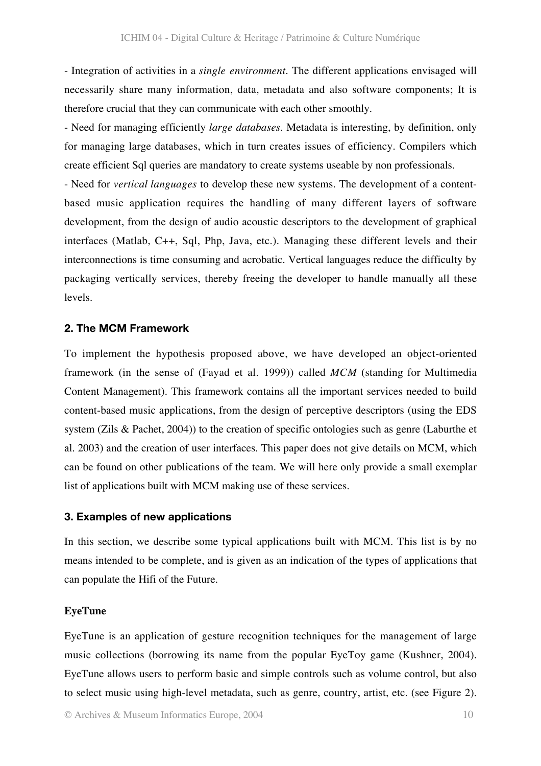- Integration of activities in a *single environment*. The different applications envisaged will necessarily share many information, data, metadata and also software components; It is therefore crucial that they can communicate with each other smoothly.

- Need for managing efficiently *large databases*. Metadata is interesting, by definition, only for managing large databases, which in turn creates issues of efficiency. Compilers which create efficient Sql queries are mandatory to create systems useable by non professionals.

- Need for *vertical languages* to develop these new systems. The development of a content-based music application requires the handling of many different layers of software development, from the design of audio acoustic descriptors to the development of graphical interfaces (Matlab, C++, Sql, Php, Java, etc.). Managing these different levels and their interconnections is time consuming and acrobatic. Vertical languages reduce the difficulty by packaging vertically services, thereby freeing the developer to handle manually all these levels.

## 2. The MCM Framework

To implement the hypothesis proposed above, we have developed an object-oriented framework (in the sense of (Fayad et al. 1999)) called *MCM* (standing for Multimedia Content Management). This framework contains all the important services needed to build content-based music applications, from the design of perceptive descriptors (using the EDS system (Zils & Pachet, 2004)) to the creation of specific ontologies such as genre (Laburthe et al. 2003) and the creation of user interfaces. This paper does not give details on MCM, which can be found on other publications of the team. We will here only provide a small exemplar list of applications built with MCM making use of these services.

## 3. Examples of new applications

In this section, we describe some typical applications built with MCM. This list is by no means intended to be complete, and is given as an indication of the types of applications that can populate the Hifi of the Future.

### EyeTune

EyeTune is an application of gesture recognition techniques for the management of large music collections (borrowing its name from the popular EyeToy game (Kushner, 2004). EyeTune allows users to perform basic and simple controls such as volume control, but also to select music using high-level metadata, such as genre, country, artist, etc. (see Figure 2).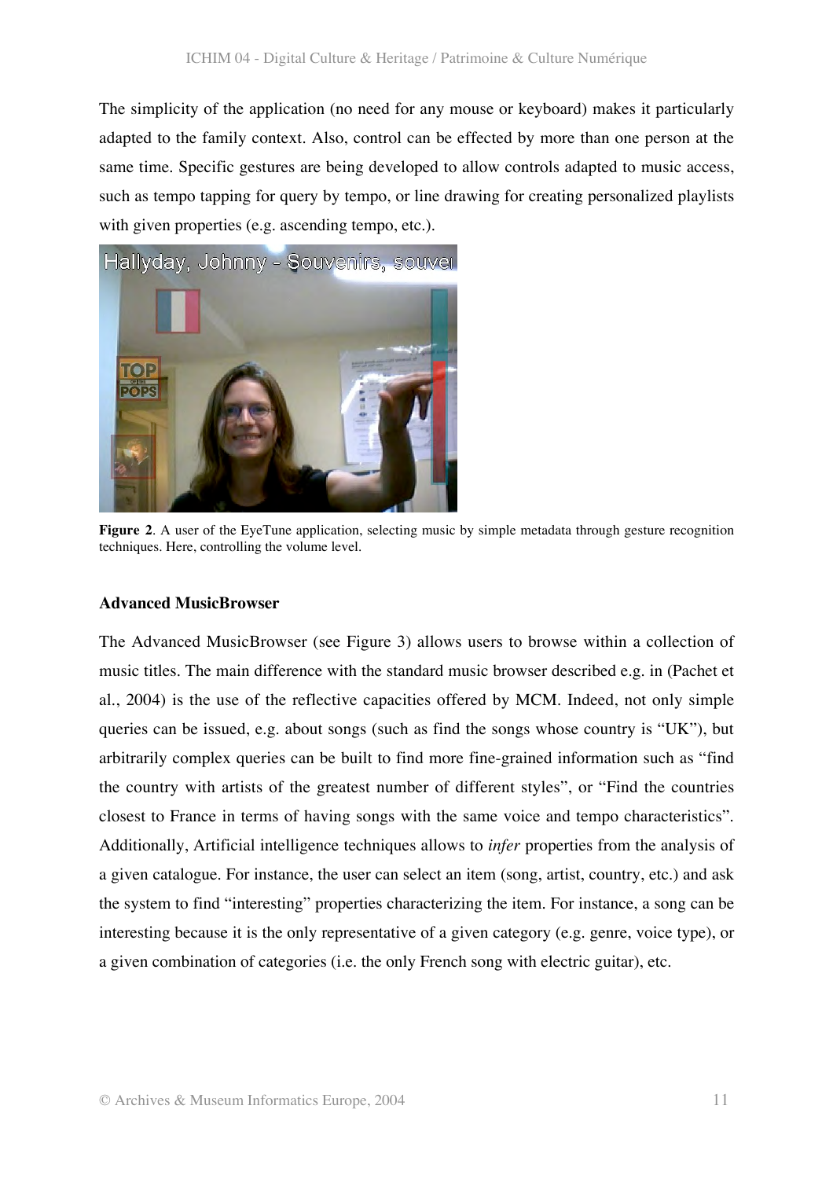The simplicity of the application (no need for any mouse or keyboard) makes it particularly adapted to the family context. Also, control can be effected by more than one person at the same time. Specific gestures are being developed to allow controls adapted to music access, such as tempo tapping for query by tempo, or line drawing for creating personalized playlists with given properties (e.g. ascending tempo, etc.).

**Figure 2**. A user of the EyeTune application, selecting music by simple metadata through gesture recognition techniques. Here, controlling the volume level.

### Advanced MusicBrowser

The Advanced MusicBrowser (see Figure 3) allows users to browse within a collection of music titles. The main difference with the standard music browser described e.g. in (Pachet et al., 2004) is the use of the reflective capacities offered by MCM. Indeed, not only simple queries can be issued, e.g. about songs (such as find the songs whose country is "UK"), but arbitrarily complex queries can be built to find more fine-grained information such as "find the country with artists of the greatest number of different styles", or "Find the countries closest to France in terms of having songs with the same voice and tempo characteristics". Additionally, Artificial intelligence techniques allows to *infer* properties from the analysis of a given catalogue. For instance, the user can select an item (song, artist, country, etc.) and ask the system to find "interesting" properties characterizing the item. For instance, a song can be interesting because it is the only representative of a given category (e.g. genre, voice type), or a given combination of categories (i.e. the only French song with electric guitar), etc.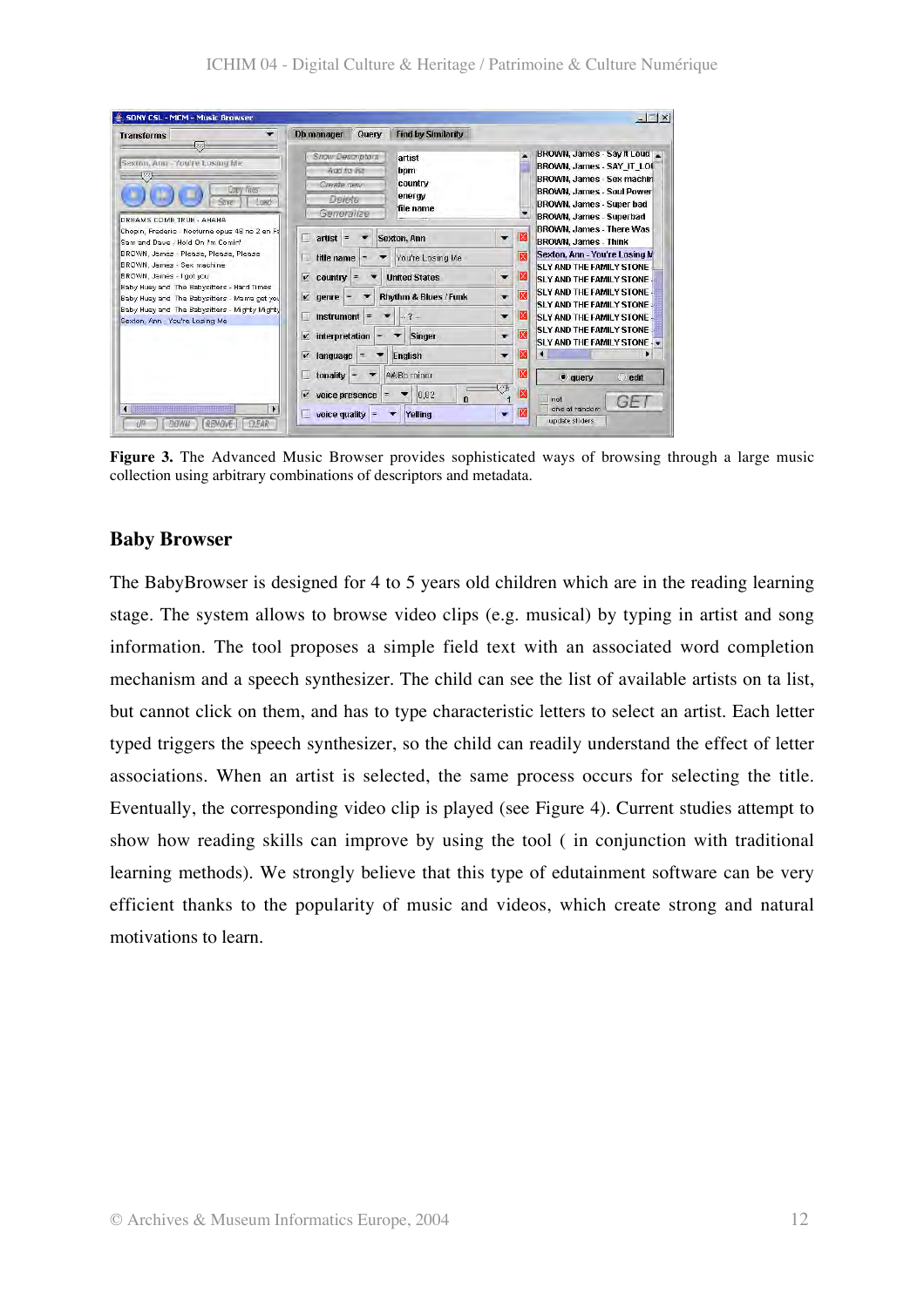**Figure 3.** The Advanced Music Browser provides sophisticated ways of browsing through a large music collection using arbitrary combinations of descriptors and metadata.

## Baby Browser

The BabyBrowser is designed for 4 to 5 years old children which are in the reading learning stage. The system allows to browse video clips (e.g. musical) by typing in artist and song information. The tool proposes a simple field text with an associated word completion mechanism and a speech synthesizer. The child can see the list of available artists on ta list, but cannot click on them, and has to type characteristic letters to select an artist. Each letter typed triggers the speech synthesizer, so the child can readily understand the effect of letter associations. When an artist is selected, the same process occurs for selecting the title. Eventually, the corresponding video clip is played (see Figure 4). Current studies attempt to show how reading skills can improve by using the tool ( in conjunction with traditional learning methods). We strongly believe that this type of edutainment software can be very efficient thanks to the popularity of music and videos, which create strong and natural motivations to learn.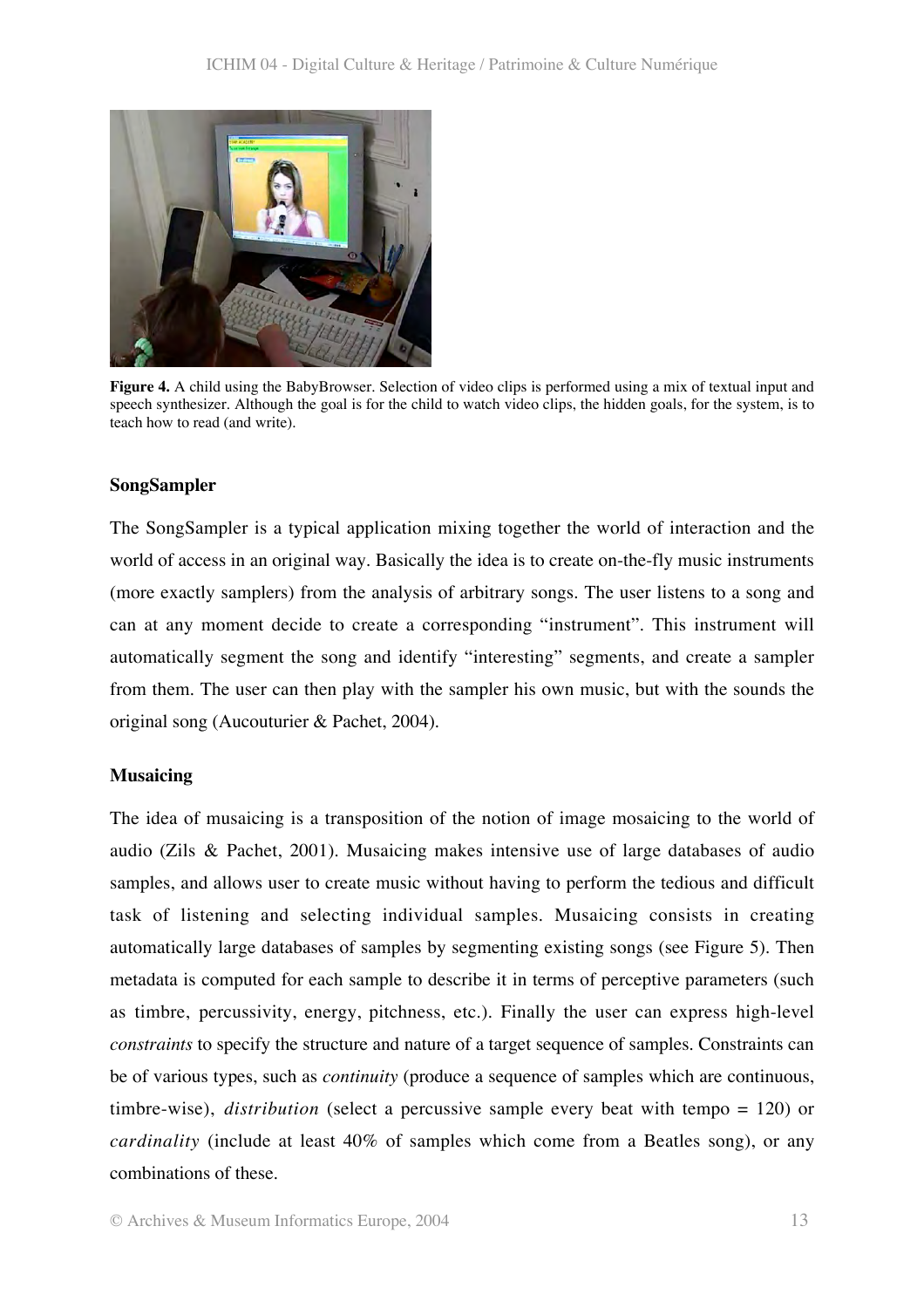**Figure 4.** A child using the BabyBrowser. Selection of video clips is performed using a mix of textual input and speech synthesizer. Although the goal is for the child to watch video clips, the hidden goals, for the system, is to teach how to read (and write).

#### SongSampler

The SongSampler is a typical application mixing together the world of interaction and the world of access in an original way. Basically the idea is to create on-the-fly music instruments (more exactly samplers) from the analysis of arbitrary songs. The user listens to a song and can at any moment decide to create a corresponding "instrument". This instrument will automatically segment the song and identify "interesting" segments, and create a sampler from them. The user can then play with the sampler his own music, but with the sounds the original song (Aucouturier & Pachet, 2004).

#### Musaicing

The idea of musaicing is a transposition of the notion of image mosaicing to the world of audio (Zils & Pachet, 2001). Musaicing makes intensive use of large databases of audio samples, and allows user to create music without having to perform the tedious and difficult task of listening and selecting individual samples. Musaicing consists in creating automatically large databases of samples by segmenting existing songs (see Figure 5). Then metadata is computed for each sample to describe it in terms of perceptive parameters (such as timbre, percussivity, energy, pitchness, etc.). Finally the user can express high-level *constraints* to specify the structure and nature of a target sequence of samples. Constraints can be of various types, such as *continuity* (produce a sequence of samples which are continuous, timbre-wise), *distribution* (select a percussive sample every beat with tempo = 120) or *cardinality* (include at least 40% of samples which come from a Beatles song), or any combinations of these.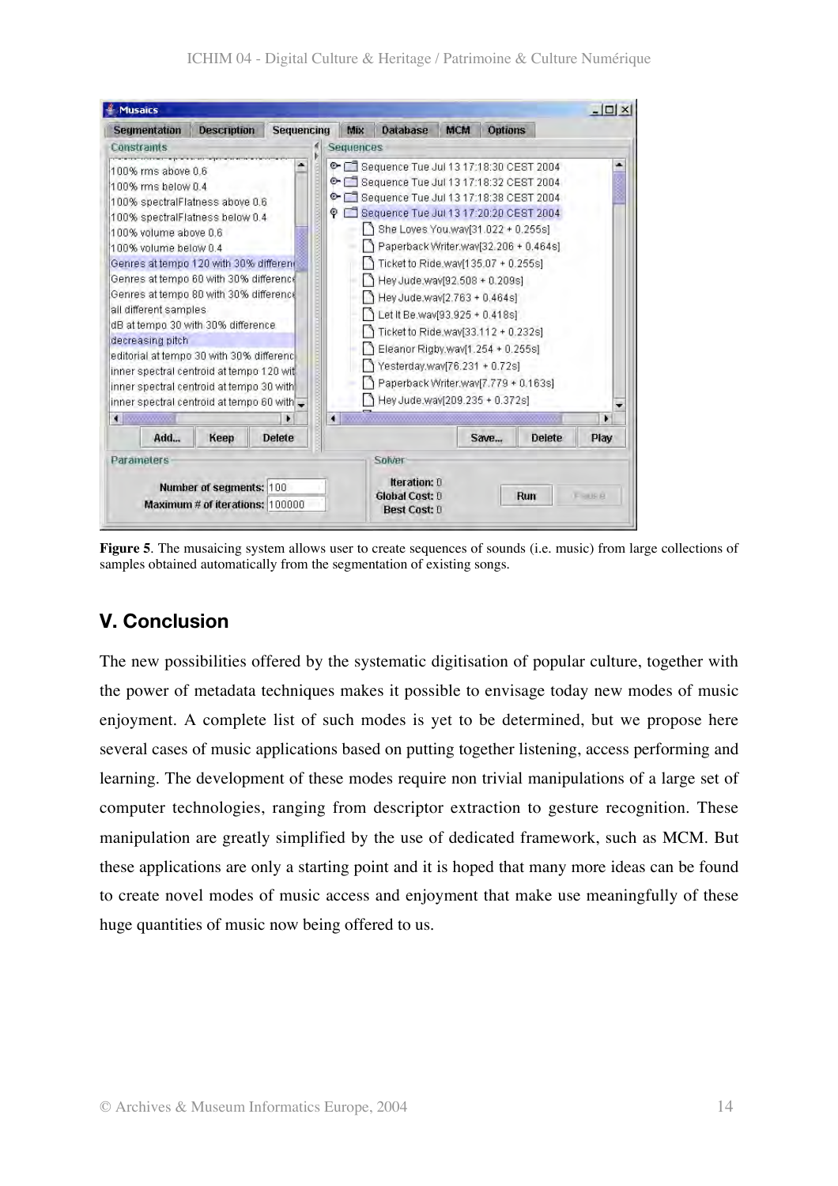**Figure 5**. The musaicing system allows user to create sequences of sounds (i.e. music) from large collections of samples obtained automatically from the segmentation of existing songs.

## V. Conclusion

The new possibilities offered by the systematic digitisation of popular culture, together with the power of metadata techniques makes it possible to envisage today new modes of music enjoyment. A complete list of such modes is yet to be determined, but we propose here several cases of music applications based on putting together listening, access performing and learning. The development of these modes require non trivial manipulations of a large set of computer technologies, ranging from descriptor extraction to gesture recognition. These manipulation are greatly simplified by the use of dedicated framework, such as MCM. But these applications are only a starting point and it is hoped that many more ideas can be found to create novel modes of music access and enjoyment that make use meaningfully of these huge quantities of music now being offered to us.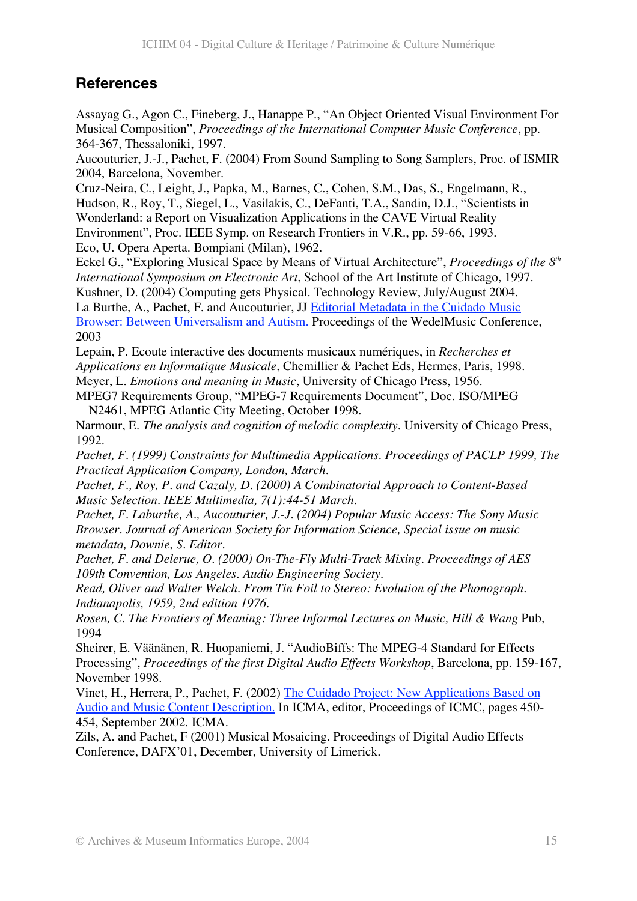## References

Assayag G., Agon C., Fineberg, J., Hanappe P., “An Object Oriented Visual Environment For Musical Composition”, *Proceedings of the International Computer Music Conference*, pp. 364-367, Thessaloniki, 1997.

Aucouturier, J.-J., Pachet, F. (2004) From Sound Sampling to Song Samplers, Proc. of ISMIR 2004, Barcelona, November.

Cruz-Neira, C., Leight, J., Papka, M., Barnes, C., Cohen, S.M., Das, S., Engelmann, R., Hudson, R., Roy, T., Siegel, L., Vasilakis, C., DeFanti, T.A., Sandin, D.J., “Scientists in Wonderland: a Report on Visualization Applications in the CAVE Virtual Reality Environment”, Proc. IEEE Symp. on Research Frontiers in V.R., pp. 59-66, 1993.

Eco, U. Opera Aperta. Bompiani (Milan), 1962.

Eckel G., “Exploring Musical Space by Means of Virtual Architecture”, *Proceedings of the 8th International Symposium on Electronic Art*, School of the Art Institute of Chicago, 1997.

Kushner, D. (2004) Computing gets Physical. Technology Review, July/August 2004.

La Burthe, A., Pachet, F. and Aucouturier, JJ Editorial Metadata in the Cuidado Music Browser: Between Universalism and Autism. Proceedings of the WedelMusic Conference, 2003

Lepain, P. Ecoute interactive des documents musicaux numériques, in *Recherches et Applications en Informatique Musicale*, Chemillier & Pachet Eds, Hermes, Paris, 1998.

Meyer, L. *Emotions and meaning in Music*, University of Chicago Press, 1956.

MPEG7 Requirements Group, “MPEG-7 Requirements Document”, Doc. ISO/MPEG N2461, MPEG Atlantic City Meeting, October 1998.

Narmour, E. *The analysis and cognition of melodic complexity*. University of Chicago Press, 1992.

*Pachet, F. (1999) Constraints for Multimedia Applications. Proceedings of PACLP 1999, The Practical Application Company, London, March.*

*Pachet, F., Roy, P. and Cazaly, D. (2000) A Combinatorial Approach to Content-Based Music Selection. IEEE Multimedia, 7(1):44-51 March.*

*Pachet, F. Laburthe, A., Aucouturier, J.-J. (2004) Popular Music Access: The Sony Music Browser. Journal of American Society for Information Science, Special issue on music metadata, Downie, S. Editor.*

*Pachet, F. and Delerue, O. (2000) On-The-Fly Multi-Track Mixing. Proceedings of AES 109th Convention, Los Angeles. Audio Engineering Society.*

*Read, Oliver and Walter Welch. From Tin Foil to Stereo: Evolution of the Phonograph. Indianapolis, 1959, 2nd edition 1976.*

*Rosen, C. The Frontiers of Meaning: Three Informal Lectures on Music, Hill & Wang* Pub, 1994

Sheirer, E. Väänänen, R. Huopaniemi, J. “AudioBiffs: The MPEG-4 Standard for Effects Processing”, *Proceedings of the first Digital Audio Effects Workshop*, Barcelona, pp. 159-167, November 1998.

Vinet, H., Herrera, P., Pachet, F. (2002) The Cuidado Project: New Applications Based on Audio and Music Content Description. In ICMA, editor, Proceedings of ICMC, pages 450-454, September 2002. ICMA.

Zils, A. and Pachet, F (2001) Musical Mosaicing. Proceedings of Digital Audio Effects Conference, DAFX’01, December, University of Limerick.